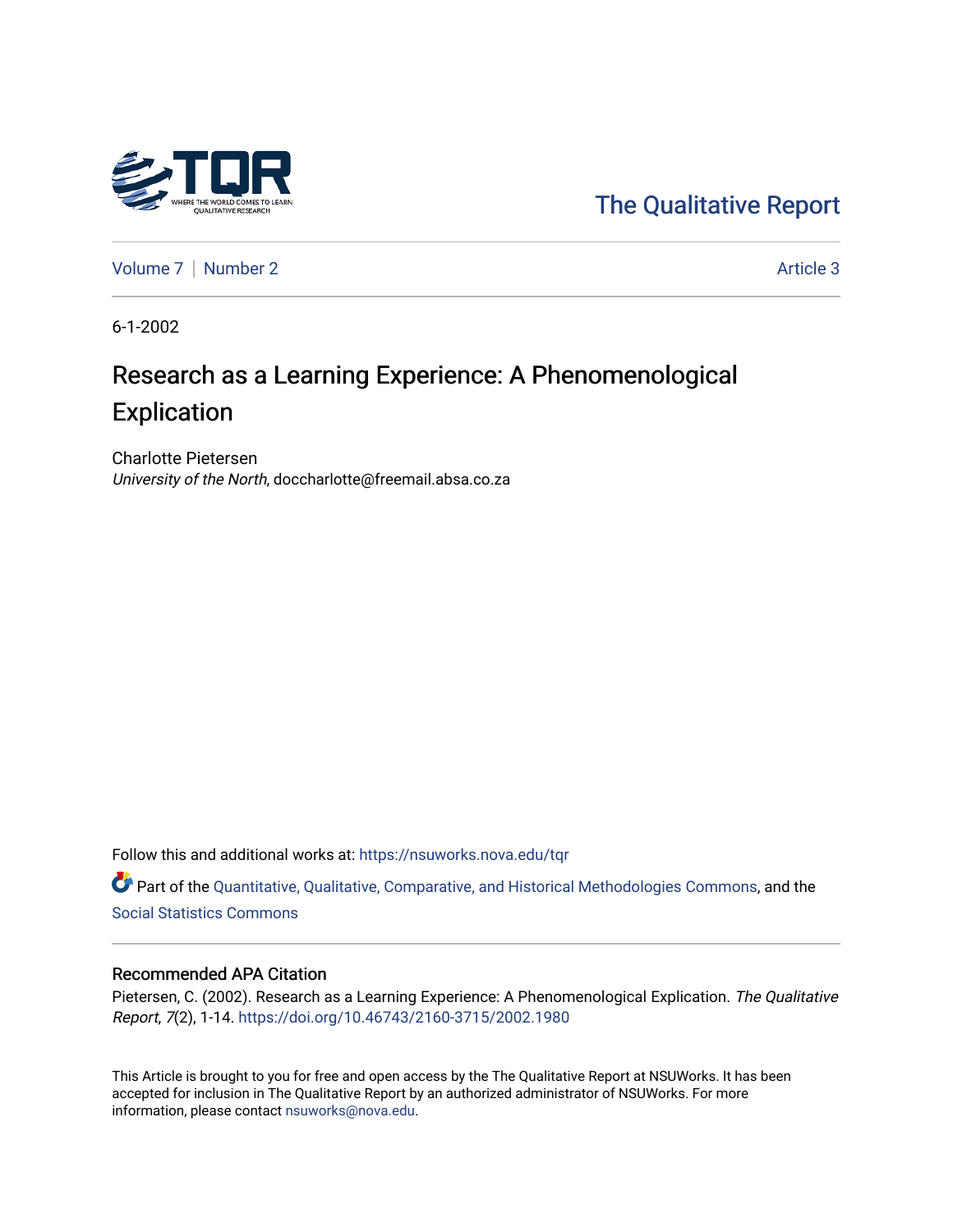The Qualitative Report

Volume 7 | Number 2 | Article 3

6-1-2002

# Research as a Learning Experience: A Phenomenological Explication

Charlotte Pietersen
*University of the North*, doccharlotte@freemail.absa.co.za

Follow this and additional works at: https://nsuworks.nova.edu/tqr

Part of the Quantitative, Qualitative, Comparative, and Historical Methodologies Commons, and the Social Statistics Commons

## Recommended APA Citation

Pietersen, C. (2002). Research as a Learning Experience: A Phenomenological Explication. *The Qualitative Report*, *7*(2), 1-14. https://doi.org/10.46743/2160-3715/2002.1980

This Article is brought to you for free and open access by the The Qualitative Report at NSUWorks. It has been accepted for inclusion in The Qualitative Report by an authorized administrator of NSUWorks. For more information, please contact nsuworks@nova.edu.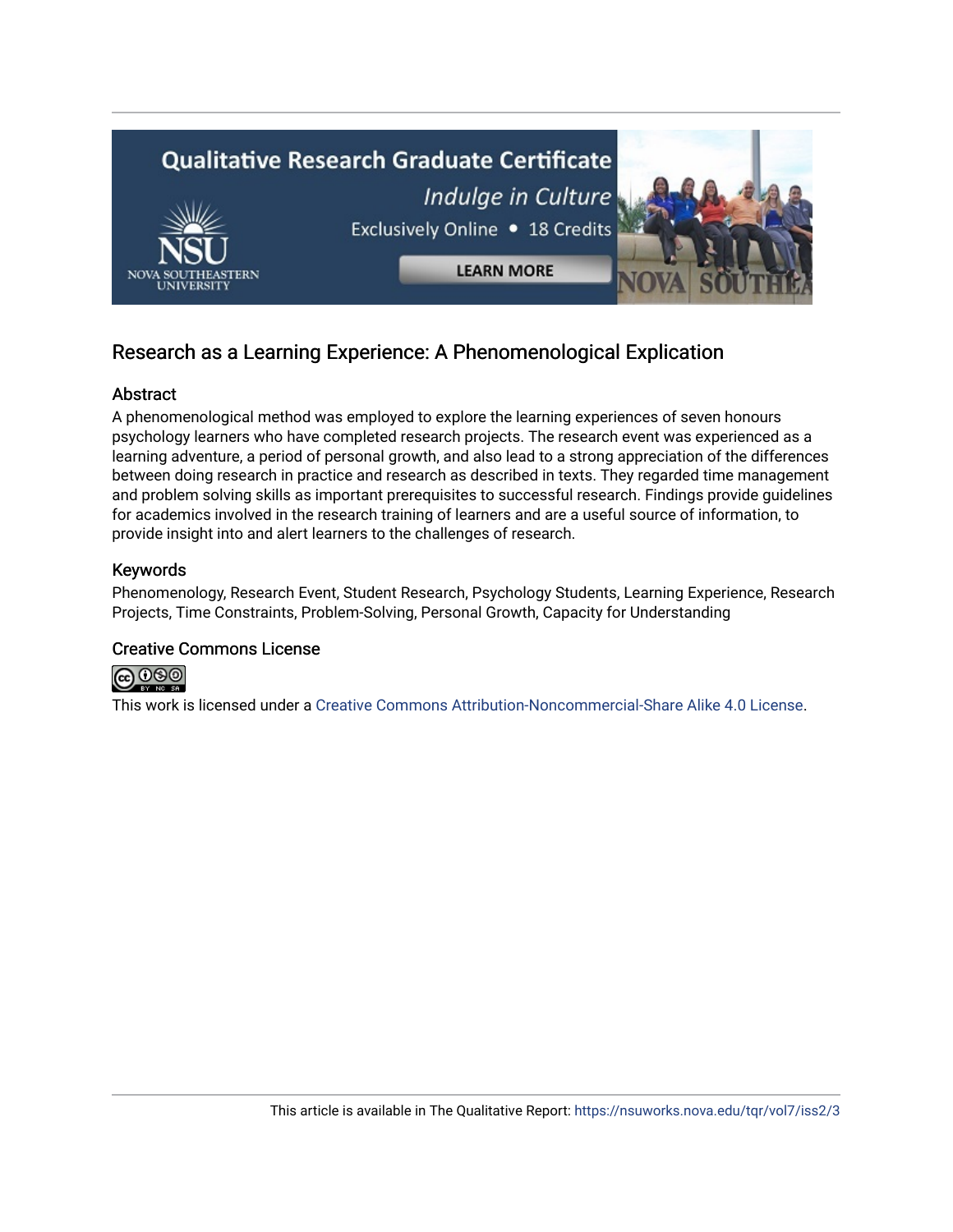# Research as a Learning Experience: A Phenomenological Explication

## Abstract

A phenomenological method was employed to explore the learning experiences of seven honours psychology learners who have completed research projects. The research event was experienced as a learning adventure, a period of personal growth, and also lead to a strong appreciation of the differences between doing research in practice and research as described in texts. They regarded time management and problem solving skills as important prerequisites to successful research. Findings provide guidelines for academics involved in the research training of learners and are a useful source of information, to provide insight into and alert learners to the challenges of research.

## Keywords

Phenomenology, Research Event, Student Research, Psychology Students, Learning Experience, Research Projects, Time Constraints, Problem-Solving, Personal Growth, Capacity for Understanding

## Creative Commons License

This work is licensed under a Creative Commons Attribution-Noncommercial-Share Alike 4.0 License.

This article is available in The Qualitative Report: https://nsuworks.nova.edu/tqr/vol7/iss2/3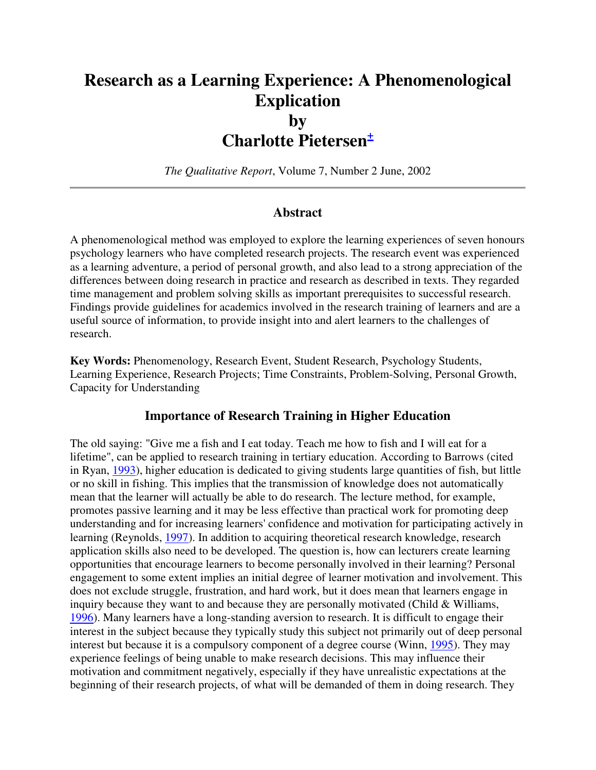# Research as a Learning Experience: A Phenomenological Explication
# by
# Charlotte Pietersen[±]

*The Qualitative Report*, Volume 7, Number 2 June, 2002

---

## Abstract

A phenomenological method was employed to explore the learning experiences of seven honours psychology learners who have completed research projects. The research event was experienced as a learning adventure, a period of personal growth, and also lead to a strong appreciation of the differences between doing research in practice and research as described in texts. They regarded time management and problem solving skills as important prerequisites to successful research. Findings provide guidelines for academics involved in the research training of learners and are a useful source of information, to provide insight into and alert learners to the challenges of research.

**Key Words:** Phenomenology, Research Event, Student Research, Psychology Students, Learning Experience, Research Projects; Time Constraints, Problem-Solving, Personal Growth, Capacity for Understanding

## Importance of Research Training in Higher Education

The old saying: "Give me a fish and I eat today. Teach me how to fish and I will eat for a lifetime", can be applied to research training in tertiary education. According to Barrows (cited in Ryan, 1993), higher education is dedicated to giving students large quantities of fish, but little or no skill in fishing. This implies that the transmission of knowledge does not automatically mean that the learner will actually be able to do research. The lecture method, for example, promotes passive learning and it may be less effective than practical work for promoting deep understanding and for increasing learners' confidence and motivation for participating actively in learning (Reynolds, 1997). In addition to acquiring theoretical research knowledge, research application skills also need to be developed. The question is, how can lecturers create learning opportunities that encourage learners to become personally involved in their learning? Personal engagement to some extent implies an initial degree of learner motivation and involvement. This does not exclude struggle, frustration, and hard work, but it does mean that learners engage in inquiry because they want to and because they are personally motivated (Child & Williams, 1996). Many learners have a long-standing aversion to research. It is difficult to engage their interest in the subject because they typically study this subject not primarily out of deep personal interest but because it is a compulsory component of a degree course (Winn, 1995). They may experience feelings of being unable to make research decisions. This may influence their motivation and commitment negatively, especially if they have unrealistic expectations at the beginning of their research projects, of what will be demanded of them in doing research. They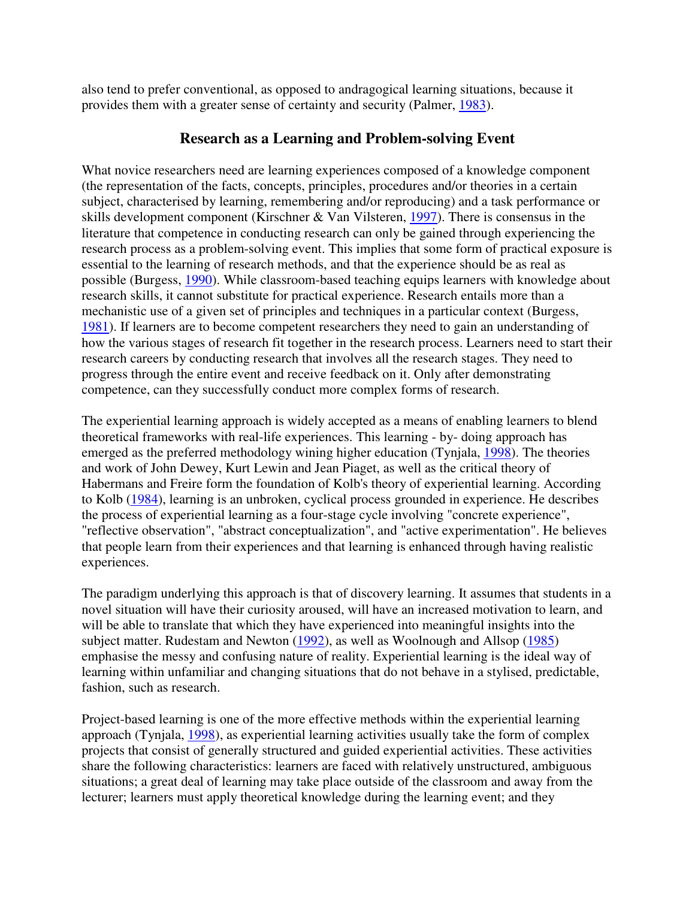also tend to prefer conventional, as opposed to andragogical learning situations, because it provides them with a greater sense of certainty and security (Palmer, 1983).

## Research as a Learning and Problem-solving Event

What novice researchers need are learning experiences composed of a knowledge component (the representation of the facts, concepts, principles, procedures and/or theories in a certain subject, characterised by learning, remembering and/or reproducing) and a task performance or skills development component (Kirschner & Van Vilsteren, 1997). There is consensus in the literature that competence in conducting research can only be gained through experiencing the research process as a problem-solving event. This implies that some form of practical exposure is essential to the learning of research methods, and that the experience should be as real as possible (Burgess, 1990). While classroom-based teaching equips learners with knowledge about research skills, it cannot substitute for practical experience. Research entails more than a mechanistic use of a given set of principles and techniques in a particular context (Burgess, 1981). If learners are to become competent researchers they need to gain an understanding of how the various stages of research fit together in the research process. Learners need to start their research careers by conducting research that involves all the research stages. They need to progress through the entire event and receive feedback on it. Only after demonstrating competence, can they successfully conduct more complex forms of research.

The experiential learning approach is widely accepted as a means of enabling learners to blend theoretical frameworks with real-life experiences. This learning - by- doing approach has emerged as the preferred methodology wining higher education (Tynjala, 1998). The theories and work of John Dewey, Kurt Lewin and Jean Piaget, as well as the critical theory of Habermans and Freire form the foundation of Kolb's theory of experiential learning. According to Kolb (1984), learning is an unbroken, cyclical process grounded in experience. He describes the process of experiential learning as a four-stage cycle involving "concrete experience", "reflective observation", "abstract conceptualization", and "active experimentation". He believes that people learn from their experiences and that learning is enhanced through having realistic experiences.

The paradigm underlying this approach is that of discovery learning. It assumes that students in a novel situation will have their curiosity aroused, will have an increased motivation to learn, and will be able to translate that which they have experienced into meaningful insights into the subject matter. Rudestam and Newton (1992), as well as Woolnough and Allsop (1985) emphasise the messy and confusing nature of reality. Experiential learning is the ideal way of learning within unfamiliar and changing situations that do not behave in a stylised, predictable, fashion, such as research.

Project-based learning is one of the more effective methods within the experiential learning approach (Tynjala, 1998), as experiential learning activities usually take the form of complex projects that consist of generally structured and guided experiential activities. These activities share the following characteristics: learners are faced with relatively unstructured, ambiguous situations; a great deal of learning may take place outside of the classroom and away from the lecturer; learners must apply theoretical knowledge during the learning event; and they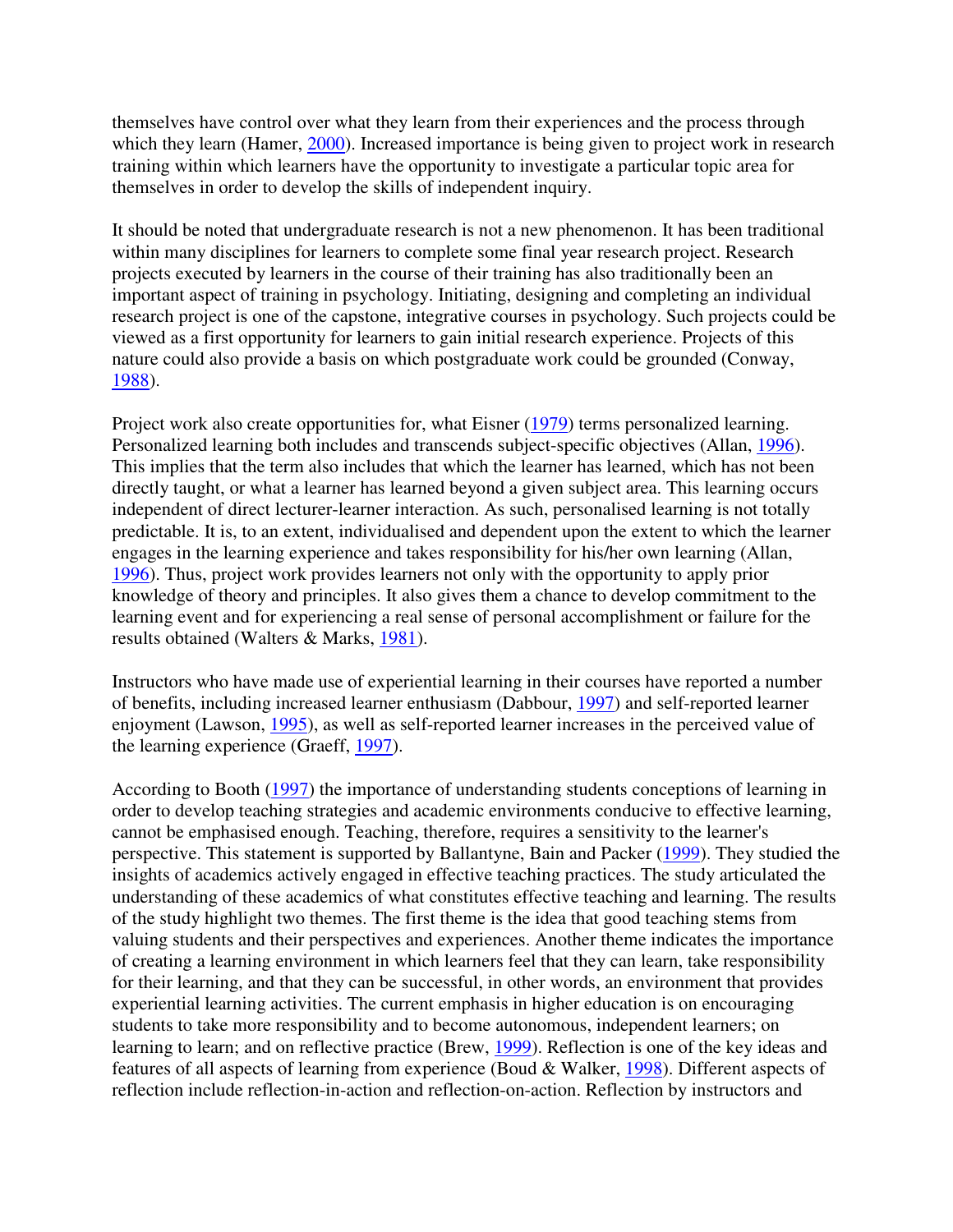themselves have control over what they learn from their experiences and the process through which they learn (Hamer, 2000). Increased importance is being given to project work in research training within which learners have the opportunity to investigate a particular topic area for themselves in order to develop the skills of independent inquiry.

It should be noted that undergraduate research is not a new phenomenon. It has been traditional within many disciplines for learners to complete some final year research project. Research projects executed by learners in the course of their training has also traditionally been an important aspect of training in psychology. Initiating, designing and completing an individual research project is one of the capstone, integrative courses in psychology. Such projects could be viewed as a first opportunity for learners to gain initial research experience. Projects of this nature could also provide a basis on which postgraduate work could be grounded (Conway, 1988).

Project work also create opportunities for, what Eisner (1979) terms personalized learning. Personalized learning both includes and transcends subject-specific objectives (Allan, 1996). This implies that the term also includes that which the learner has learned, which has not been directly taught, or what a learner has learned beyond a given subject area. This learning occurs independent of direct lecturer-learner interaction. As such, personalised learning is not totally predictable. It is, to an extent, individualised and dependent upon the extent to which the learner engages in the learning experience and takes responsibility for his/her own learning (Allan, 1996). Thus, project work provides learners not only with the opportunity to apply prior knowledge of theory and principles. It also gives them a chance to develop commitment to the learning event and for experiencing a real sense of personal accomplishment or failure for the results obtained (Walters & Marks, 1981).

Instructors who have made use of experiential learning in their courses have reported a number of benefits, including increased learner enthusiasm (Dabbour, 1997) and self-reported learner enjoyment (Lawson, 1995), as well as self-reported learner increases in the perceived value of the learning experience (Graeff, 1997).

According to Booth (1997) the importance of understanding students conceptions of learning in order to develop teaching strategies and academic environments conducive to effective learning, cannot be emphasised enough. Teaching, therefore, requires a sensitivity to the learner's perspective. This statement is supported by Ballantyne, Bain and Packer (1999). They studied the insights of academics actively engaged in effective teaching practices. The study articulated the understanding of these academics of what constitutes effective teaching and learning. The results of the study highlight two themes. The first theme is the idea that good teaching stems from valuing students and their perspectives and experiences. Another theme indicates the importance of creating a learning environment in which learners feel that they can learn, take responsibility for their learning, and that they can be successful, in other words, an environment that provides experiential learning activities. The current emphasis in higher education is on encouraging students to take more responsibility and to become autonomous, independent learners; on learning to learn; and on reflective practice (Brew, 1999). Reflection is one of the key ideas and features of all aspects of learning from experience (Boud & Walker, 1998). Different aspects of reflection include reflection-in-action and reflection-on-action. Reflection by instructors and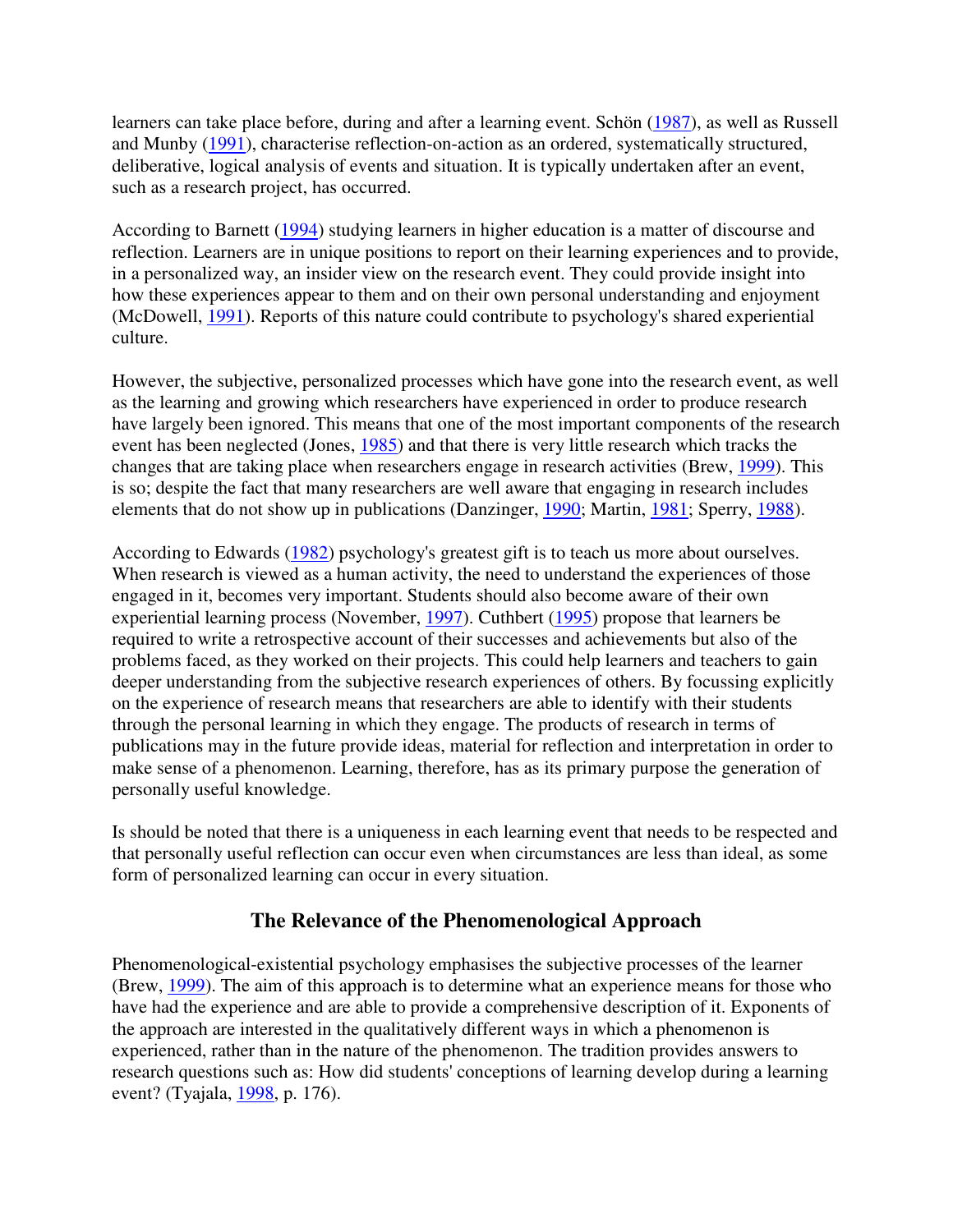learners can take place before, during and after a learning event. Schön (1987), as well as Russell and Munby (1991), characterise reflection-on-action as an ordered, systematically structured, deliberative, logical analysis of events and situation. It is typically undertaken after an event, such as a research project, has occurred.

According to Barnett (1994) studying learners in higher education is a matter of discourse and reflection. Learners are in unique positions to report on their learning experiences and to provide, in a personalized way, an insider view on the research event. They could provide insight into how these experiences appear to them and on their own personal understanding and enjoyment (McDowell, 1991). Reports of this nature could contribute to psychology's shared experiential culture.

However, the subjective, personalized processes which have gone into the research event, as well as the learning and growing which researchers have experienced in order to produce research have largely been ignored. This means that one of the most important components of the research event has been neglected (Jones, 1985) and that there is very little research which tracks the changes that are taking place when researchers engage in research activities (Brew, 1999). This is so; despite the fact that many researchers are well aware that engaging in research includes elements that do not show up in publications (Danzinger, 1990; Martin, 1981; Sperry, 1988).

According to Edwards (1982) psychology's greatest gift is to teach us more about ourselves. When research is viewed as a human activity, the need to understand the experiences of those engaged in it, becomes very important. Students should also become aware of their own experiential learning process (November, 1997). Cuthbert (1995) propose that learners be required to write a retrospective account of their successes and achievements but also of the problems faced, as they worked on their projects. This could help learners and teachers to gain deeper understanding from the subjective research experiences of others. By focussing explicitly on the experience of research means that researchers are able to identify with their students through the personal learning in which they engage. The products of research in terms of publications may in the future provide ideas, material for reflection and interpretation in order to make sense of a phenomenon. Learning, therefore, has as its primary purpose the generation of personally useful knowledge.

Is should be noted that there is a uniqueness in each learning event that needs to be respected and that personally useful reflection can occur even when circumstances are less than ideal, as some form of personalized learning can occur in every situation.

## The Relevance of the Phenomenological Approach

Phenomenological-existential psychology emphasises the subjective processes of the learner (Brew, 1999). The aim of this approach is to determine what an experience means for those who have had the experience and are able to provide a comprehensive description of it. Exponents of the approach are interested in the qualitatively different ways in which a phenomenon is experienced, rather than in the nature of the phenomenon. The tradition provides answers to research questions such as: How did students' conceptions of learning develop during a learning event? (Tyajala, 1998, p. 176).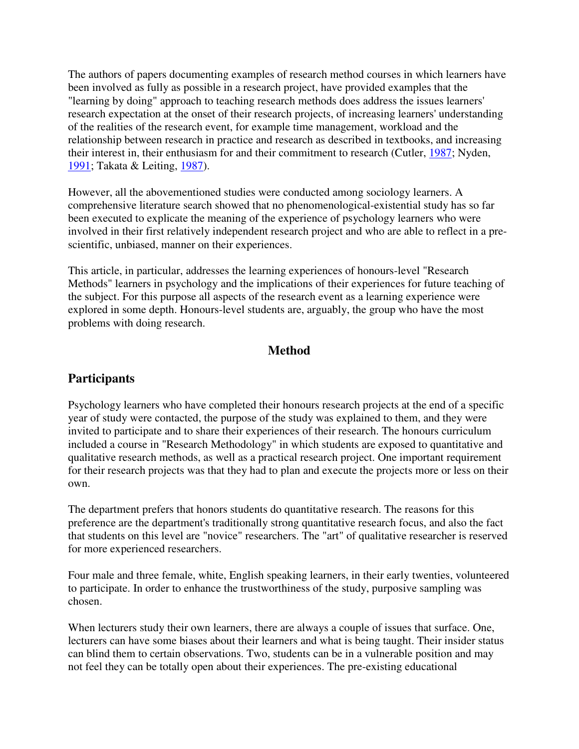The authors of papers documenting examples of research method courses in which learners have been involved as fully as possible in a research project, have provided examples that the "learning by doing" approach to teaching research methods does address the issues learners' research expectation at the onset of their research projects, of increasing learners' understanding of the realities of the research event, for example time management, workload and the relationship between research in practice and research as described in textbooks, and increasing their interest in, their enthusiasm for and their commitment to research (Cutler, 1987; Nyden, 1991; Takata & Leiting, 1987).

However, all the abovementioned studies were conducted among sociology learners. A comprehensive literature search showed that no phenomenological-existential study has so far been executed to explicate the meaning of the experience of psychology learners who were involved in their first relatively independent research project and who are able to reflect in a pre-scientific, unbiased, manner on their experiences.

This article, in particular, addresses the learning experiences of honours-level "Research Methods" learners in psychology and the implications of their experiences for future teaching of the subject. For this purpose all aspects of the research event as a learning experience were explored in some depth. Honours-level students are, arguably, the group who have the most problems with doing research.

## Method

### Participants

Psychology learners who have completed their honours research projects at the end of a specific year of study were contacted, the purpose of the study was explained to them, and they were invited to participate and to share their experiences of their research. The honours curriculum included a course in "Research Methodology" in which students are exposed to quantitative and qualitative research methods, as well as a practical research project. One important requirement for their research projects was that they had to plan and execute the projects more or less on their own.

The department prefers that honors students do quantitative research. The reasons for this preference are the department's traditionally strong quantitative research focus, and also the fact that students on this level are "novice" researchers. The "art" of qualitative researcher is reserved for more experienced researchers.

Four male and three female, white, English speaking learners, in their early twenties, volunteered to participate. In order to enhance the trustworthiness of the study, purposive sampling was chosen.

When lecturers study their own learners, there are always a couple of issues that surface. One, lecturers can have some biases about their learners and what is being taught. Their insider status can blind them to certain observations. Two, students can be in a vulnerable position and may not feel they can be totally open about their experiences. The pre-existing educational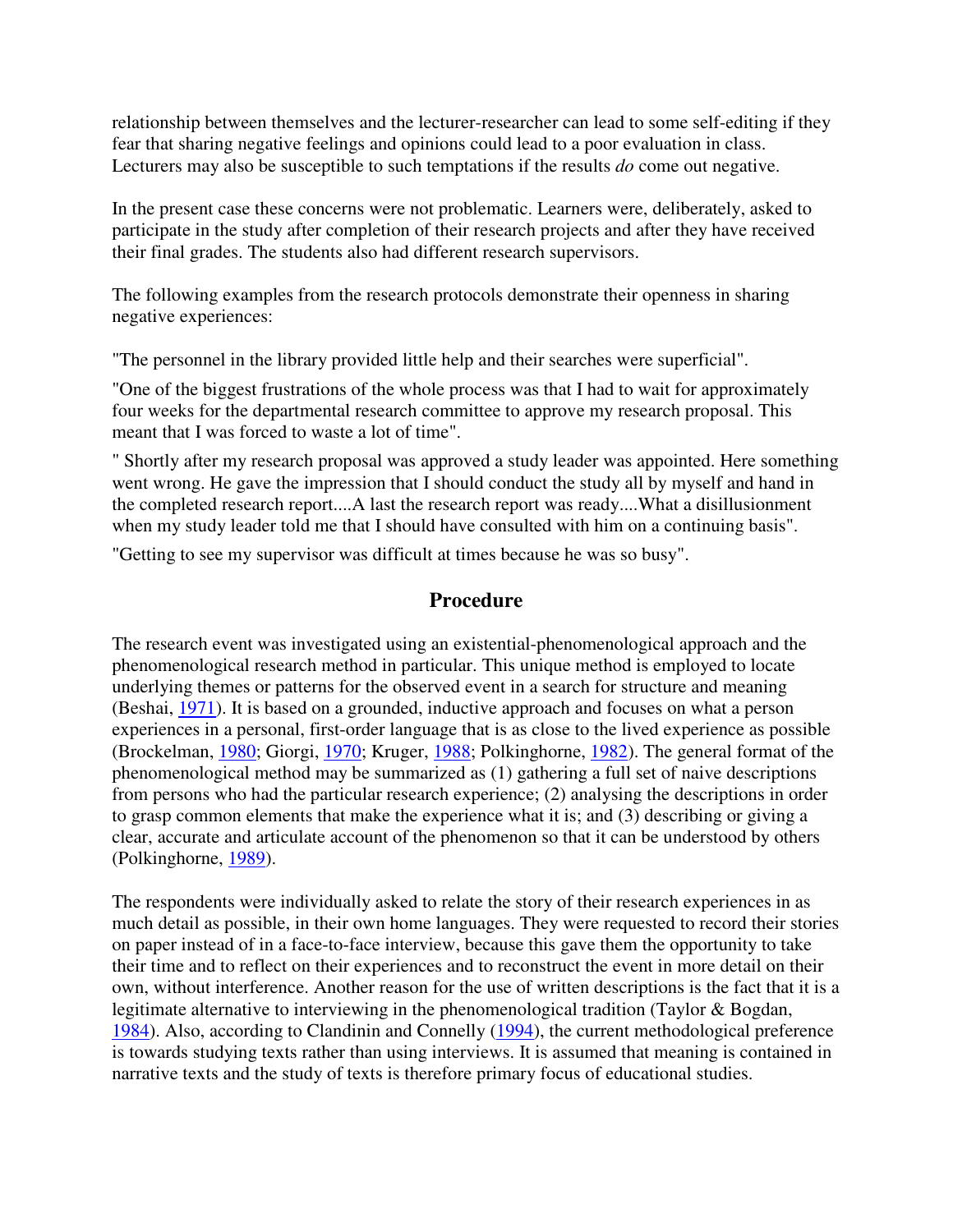relationship between themselves and the lecturer-researcher can lead to some self-editing if they fear that sharing negative feelings and opinions could lead to a poor evaluation in class. Lecturers may also be susceptible to such temptations if the results *do* come out negative.

In the present case these concerns were not problematic. Learners were, deliberately, asked to participate in the study after completion of their research projects and after they have received their final grades. The students also had different research supervisors.

The following examples from the research protocols demonstrate their openness in sharing negative experiences:

"The personnel in the library provided little help and their searches were superficial".

"One of the biggest frustrations of the whole process was that I had to wait for approximately four weeks for the departmental research committee to approve my research proposal. This meant that I was forced to waste a lot of time".

" Shortly after my research proposal was approved a study leader was appointed. Here something went wrong. He gave the impression that I should conduct the study all by myself and hand in the completed research report....A last the research report was ready....What a disillusionment when my study leader told me that I should have consulted with him on a continuing basis".

"Getting to see my supervisor was difficult at times because he was so busy".

## Procedure

The research event was investigated using an existential-phenomenological approach and the phenomenological research method in particular. This unique method is employed to locate underlying themes or patterns for the observed event in a search for structure and meaning (Beshai, 1971). It is based on a grounded, inductive approach and focuses on what a person experiences in a personal, first-order language that is as close to the lived experience as possible (Brockelman, 1980; Giorgi, 1970; Kruger, 1988; Polkinghorne, 1982). The general format of the phenomenological method may be summarized as (1) gathering a full set of naive descriptions from persons who had the particular research experience; (2) analysing the descriptions in order to grasp common elements that make the experience what it is; and (3) describing or giving a clear, accurate and articulate account of the phenomenon so that it can be understood by others (Polkinghorne, 1989).

The respondents were individually asked to relate the story of their research experiences in as much detail as possible, in their own home languages. They were requested to record their stories on paper instead of in a face-to-face interview, because this gave them the opportunity to take their time and to reflect on their experiences and to reconstruct the event in more detail on their own, without interference. Another reason for the use of written descriptions is the fact that it is a legitimate alternative to interviewing in the phenomenological tradition (Taylor & Bogdan, 1984). Also, according to Clandinin and Connelly (1994), the current methodological preference is towards studying texts rather than using interviews. It is assumed that meaning is contained in narrative texts and the study of texts is therefore primary focus of educational studies.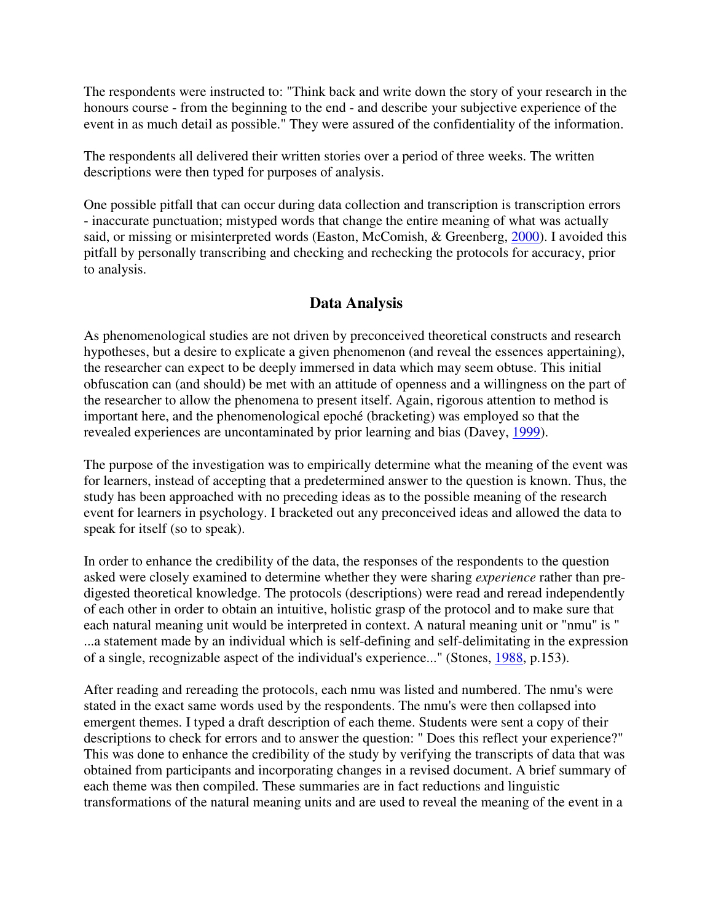The respondents were instructed to: "Think back and write down the story of your research in the honours course - from the beginning to the end - and describe your subjective experience of the event in as much detail as possible." They were assured of the confidentiality of the information.

The respondents all delivered their written stories over a period of three weeks. The written descriptions were then typed for purposes of analysis.

One possible pitfall that can occur during data collection and transcription is transcription errors - inaccurate punctuation; mistyped words that change the entire meaning of what was actually said, or missing or misinterpreted words (Easton, McComish, & Greenberg, 2000). I avoided this pitfall by personally transcribing and checking and rechecking the protocols for accuracy, prior to analysis.

## Data Analysis

As phenomenological studies are not driven by preconceived theoretical constructs and research hypotheses, but a desire to explicate a given phenomenon (and reveal the essences appertaining), the researcher can expect to be deeply immersed in data which may seem obtuse. This initial obfuscation can (and should) be met with an attitude of openness and a willingness on the part of the researcher to allow the phenomena to present itself. Again, rigorous attention to method is important here, and the phenomenological epoché (bracketing) was employed so that the revealed experiences are uncontaminated by prior learning and bias (Davey, 1999).

The purpose of the investigation was to empirically determine what the meaning of the event was for learners, instead of accepting that a predetermined answer to the question is known. Thus, the study has been approached with no preceding ideas as to the possible meaning of the research event for learners in psychology. I bracketed out any preconceived ideas and allowed the data to speak for itself (so to speak).

In order to enhance the credibility of the data, the responses of the respondents to the question asked were closely examined to determine whether they were sharing *experience* rather than pre-digested theoretical knowledge. The protocols (descriptions) were read and reread independently of each other in order to obtain an intuitive, holistic grasp of the protocol and to make sure that each natural meaning unit would be interpreted in context. A natural meaning unit or "nmu" is " ...a statement made by an individual which is self-defining and self-delimitating in the expression of a single, recognizable aspect of the individual's experience..." (Stones, 1988, p.153).

After reading and rereading the protocols, each nmu was listed and numbered. The nmu's were stated in the exact same words used by the respondents. The nmu's were then collapsed into emergent themes. I typed a draft description of each theme. Students were sent a copy of their descriptions to check for errors and to answer the question: " Does this reflect your experience?" This was done to enhance the credibility of the study by verifying the transcripts of data that was obtained from participants and incorporating changes in a revised document. A brief summary of each theme was then compiled. These summaries are in fact reductions and linguistic transformations of the natural meaning units and are used to reveal the meaning of the event in a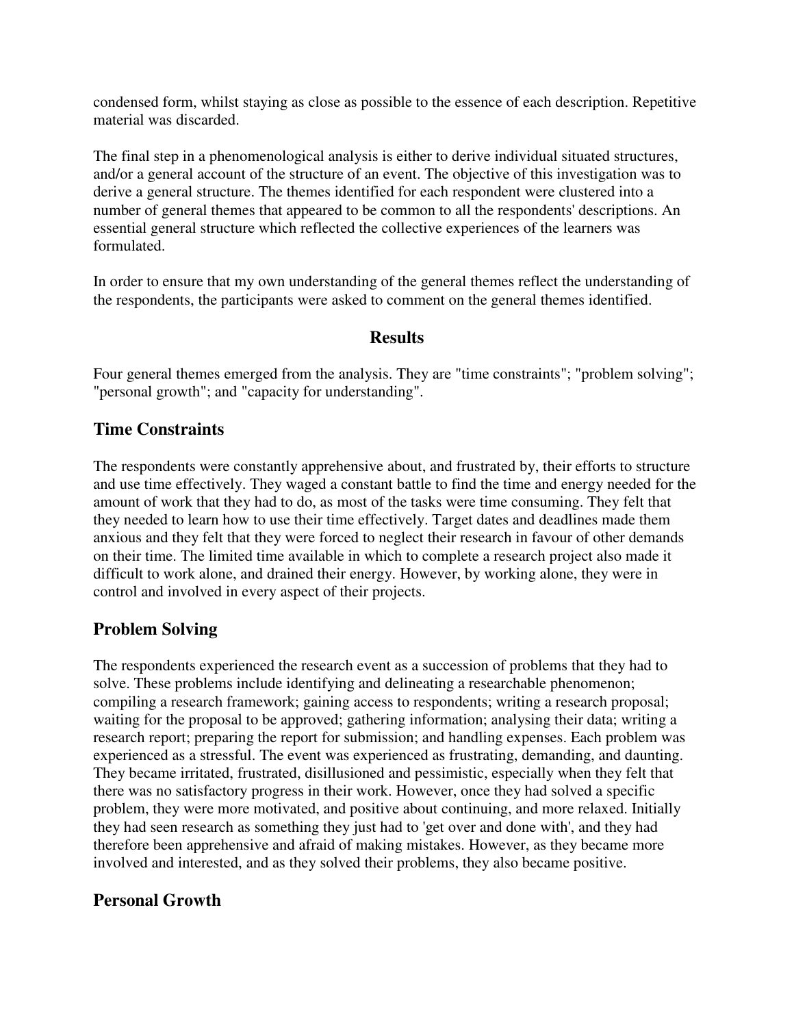condensed form, whilst staying as close as possible to the essence of each description. Repetitive material was discarded.

The final step in a phenomenological analysis is either to derive individual situated structures, and/or a general account of the structure of an event. The objective of this investigation was to derive a general structure. The themes identified for each respondent were clustered into a number of general themes that appeared to be common to all the respondents' descriptions. An essential general structure which reflected the collective experiences of the learners was formulated.

In order to ensure that my own understanding of the general themes reflect the understanding of the respondents, the participants were asked to comment on the general themes identified.

## Results

Four general themes emerged from the analysis. They are "time constraints"; "problem solving"; "personal growth"; and "capacity for understanding".

### Time Constraints

The respondents were constantly apprehensive about, and frustrated by, their efforts to structure and use time effectively. They waged a constant battle to find the time and energy needed for the amount of work that they had to do, as most of the tasks were time consuming. They felt that they needed to learn how to use their time effectively. Target dates and deadlines made them anxious and they felt that they were forced to neglect their research in favour of other demands on their time. The limited time available in which to complete a research project also made it difficult to work alone, and drained their energy. However, by working alone, they were in control and involved in every aspect of their projects.

### Problem Solving

The respondents experienced the research event as a succession of problems that they had to solve. These problems include identifying and delineating a researchable phenomenon; compiling a research framework; gaining access to respondents; writing a research proposal; waiting for the proposal to be approved; gathering information; analysing their data; writing a research report; preparing the report for submission; and handling expenses. Each problem was experienced as a stressful. The event was experienced as frustrating, demanding, and daunting. They became irritated, frustrated, disillusioned and pessimistic, especially when they felt that there was no satisfactory progress in their work. However, once they had solved a specific problem, they were more motivated, and positive about continuing, and more relaxed. Initially they had seen research as something they just had to 'get over and done with', and they had therefore been apprehensive and afraid of making mistakes. However, as they became more involved and interested, and as they solved their problems, they also became positive.

### Personal Growth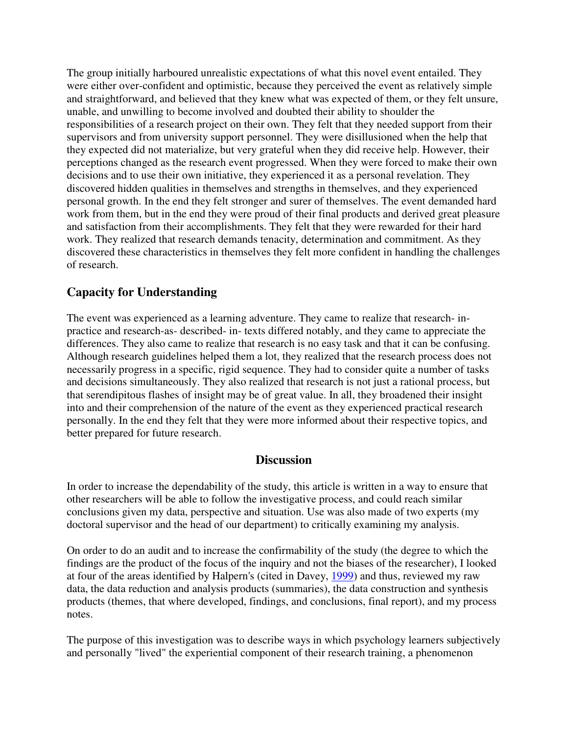The group initially harboured unrealistic expectations of what this novel event entailed. They were either over-confident and optimistic, because they perceived the event as relatively simple and straightforward, and believed that they knew what was expected of them, or they felt unsure, unable, and unwilling to become involved and doubted their ability to shoulder the responsibilities of a research project on their own. They felt that they needed support from their supervisors and from university support personnel. They were disillusioned when the help that they expected did not materialize, but very grateful when they did receive help. However, their perceptions changed as the research event progressed. When they were forced to make their own decisions and to use their own initiative, they experienced it as a personal revelation. They discovered hidden qualities in themselves and strengths in themselves, and they experienced personal growth. In the end they felt stronger and surer of themselves. The event demanded hard work from them, but in the end they were proud of their final products and derived great pleasure and satisfaction from their accomplishments. They felt that they were rewarded for their hard work. They realized that research demands tenacity, determination and commitment. As they discovered these characteristics in themselves they felt more confident in handling the challenges of research.

### Capacity for Understanding

The event was experienced as a learning adventure. They came to realize that research- in-practice and research-as- described- in- texts differed notably, and they came to appreciate the differences. They also came to realize that research is no easy task and that it can be confusing. Although research guidelines helped them a lot, they realized that the research process does not necessarily progress in a specific, rigid sequence. They had to consider quite a number of tasks and decisions simultaneously. They also realized that research is not just a rational process, but that serendipitous flashes of insight may be of great value. In all, they broadened their insight into and their comprehension of the nature of the event as they experienced practical research personally. In the end they felt that they were more informed about their respective topics, and better prepared for future research.

## Discussion

In order to increase the dependability of the study, this article is written in a way to ensure that other researchers will be able to follow the investigative process, and could reach similar conclusions given my data, perspective and situation. Use was also made of two experts (my doctoral supervisor and the head of our department) to critically examining my analysis.

On order to do an audit and to increase the confirmability of the study (the degree to which the findings are the product of the focus of the inquiry and not the biases of the researcher), I looked at four of the areas identified by Halpern's (cited in Davey, 1999) and thus, reviewed my raw data, the data reduction and analysis products (summaries), the data construction and synthesis products (themes, that where developed, findings, and conclusions, final report), and my process notes.

The purpose of this investigation was to describe ways in which psychology learners subjectively and personally "lived" the experiential component of their research training, a phenomenon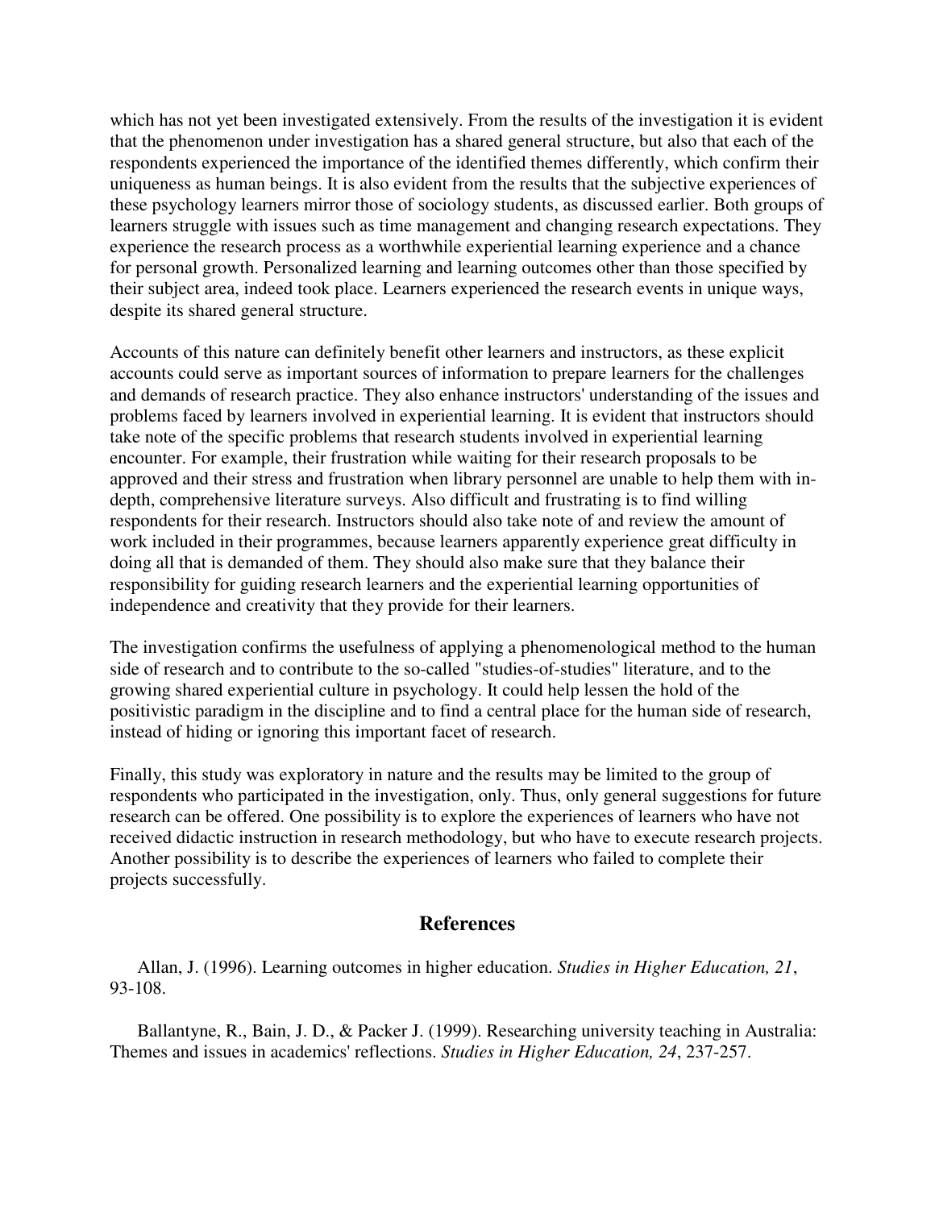which has not yet been investigated extensively. From the results of the investigation it is evident that the phenomenon under investigation has a shared general structure, but also that each of the respondents experienced the importance of the identified themes differently, which confirm their uniqueness as human beings. It is also evident from the results that the subjective experiences of these psychology learners mirror those of sociology students, as discussed earlier. Both groups of learners struggle with issues such as time management and changing research expectations. They experience the research process as a worthwhile experiential learning experience and a chance for personal growth. Personalized learning and learning outcomes other than those specified by their subject area, indeed took place. Learners experienced the research events in unique ways, despite its shared general structure.

Accounts of this nature can definitely benefit other learners and instructors, as these explicit accounts could serve as important sources of information to prepare learners for the challenges and demands of research practice. They also enhance instructors' understanding of the issues and problems faced by learners involved in experiential learning. It is evident that instructors should take note of the specific problems that research students involved in experiential learning encounter. For example, their frustration while waiting for their research proposals to be approved and their stress and frustration when library personnel are unable to help them with in-depth, comprehensive literature surveys. Also difficult and frustrating is to find willing respondents for their research. Instructors should also take note of and review the amount of work included in their programmes, because learners apparently experience great difficulty in doing all that is demanded of them. They should also make sure that they balance their responsibility for guiding research learners and the experiential learning opportunities of independence and creativity that they provide for their learners.

The investigation confirms the usefulness of applying a phenomenological method to the human side of research and to contribute to the so-called "studies-of-studies" literature, and to the growing shared experiential culture in psychology. It could help lessen the hold of the positivistic paradigm in the discipline and to find a central place for the human side of research, instead of hiding or ignoring this important facet of research.

Finally, this study was exploratory in nature and the results may be limited to the group of respondents who participated in the investigation, only. Thus, only general suggestions for future research can be offered. One possibility is to explore the experiences of learners who have not received didactic instruction in research methodology, but who have to execute research projects. Another possibility is to describe the experiences of learners who failed to complete their projects successfully.

## References

Allan, J. (1996). Learning outcomes in higher education. *Studies in Higher Education, 21*, 93-108.

Ballantyne, R., Bain, J. D., & Packer J. (1999). Researching university teaching in Australia: Themes and issues in academics' reflections. *Studies in Higher Education, 24*, 237-257.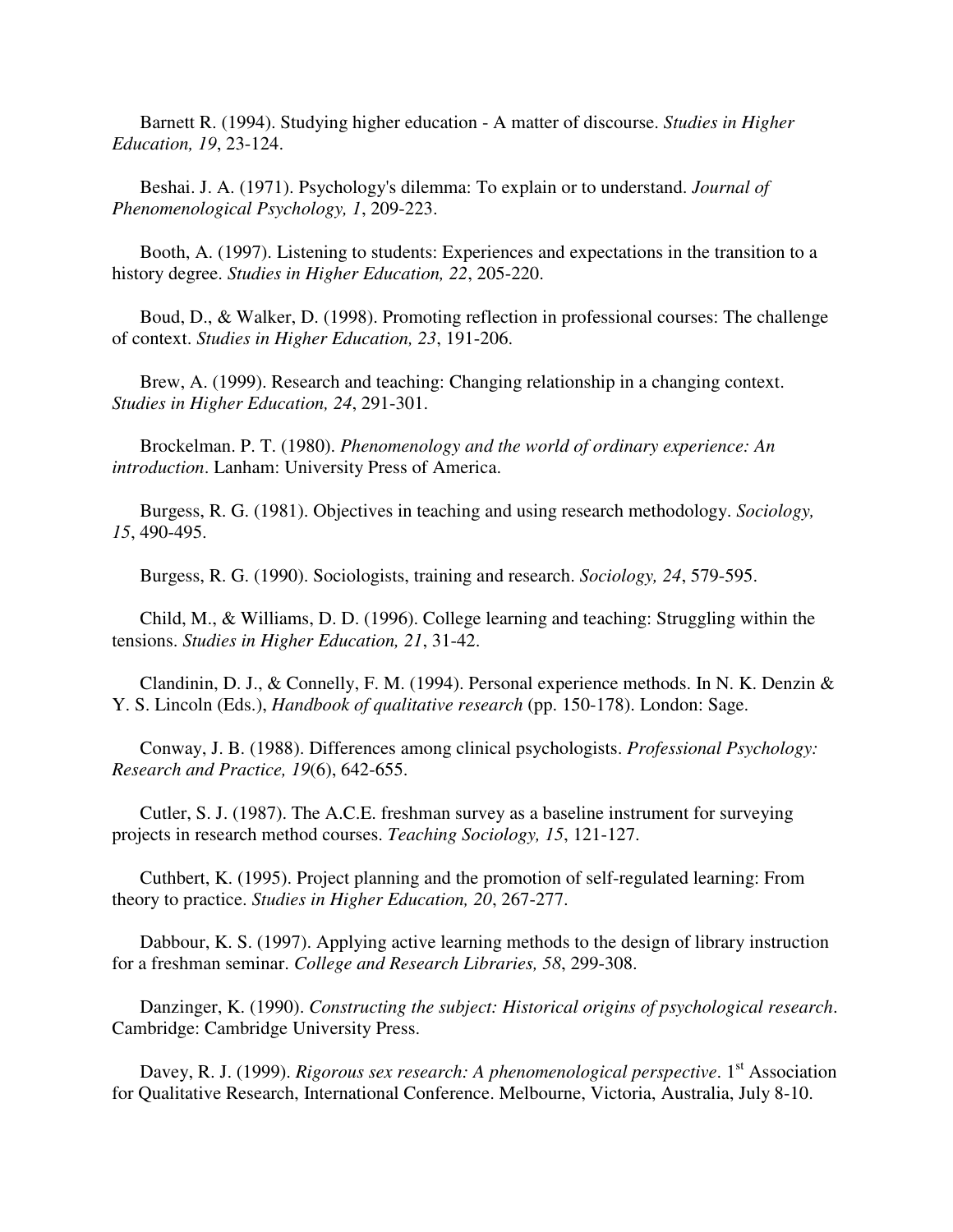Barnett R. (1994). Studying higher education - A matter of discourse. *Studies in Higher Education, 19*, 23-124.

Beshai. J. A. (1971). Psychology's dilemma: To explain or to understand. *Journal of Phenomenological Psychology, 1*, 209-223.

Booth, A. (1997). Listening to students: Experiences and expectations in the transition to a history degree. *Studies in Higher Education, 22*, 205-220.

Boud, D., & Walker, D. (1998). Promoting reflection in professional courses: The challenge of context. *Studies in Higher Education, 23*, 191-206.

Brew, A. (1999). Research and teaching: Changing relationship in a changing context. *Studies in Higher Education, 24*, 291-301.

Brockelman. P. T. (1980). *Phenomenology and the world of ordinary experience: An introduction*. Lanham: University Press of America.

Burgess, R. G. (1981). Objectives in teaching and using research methodology. *Sociology, 15*, 490-495.

Burgess, R. G. (1990). Sociologists, training and research. *Sociology, 24*, 579-595.

Child, M., & Williams, D. D. (1996). College learning and teaching: Struggling within the tensions. *Studies in Higher Education, 21*, 31-42.

Clandinin, D. J., & Connelly, F. M. (1994). Personal experience methods. In N. K. Denzin & Y. S. Lincoln (Eds.), *Handbook of qualitative research* (pp. 150-178). London: Sage.

Conway, J. B. (1988). Differences among clinical psychologists. *Professional Psychology: Research and Practice, 19*(6), 642-655.

Cutler, S. J. (1987). The A.C.E. freshman survey as a baseline instrument for surveying projects in research method courses. *Teaching Sociology, 15*, 121-127.

Cuthbert, K. (1995). Project planning and the promotion of self-regulated learning: From theory to practice. *Studies in Higher Education, 20*, 267-277.

Dabbour, K. S. (1997). Applying active learning methods to the design of library instruction for a freshman seminar. *College and Research Libraries, 58*, 299-308.

Danzinger, K. (1990). *Constructing the subject: Historical origins of psychological research*. Cambridge: Cambridge University Press.

Davey, R. J. (1999). *Rigorous sex research: A phenomenological perspective*. 1st Association for Qualitative Research, International Conference. Melbourne, Victoria, Australia, July 8-10.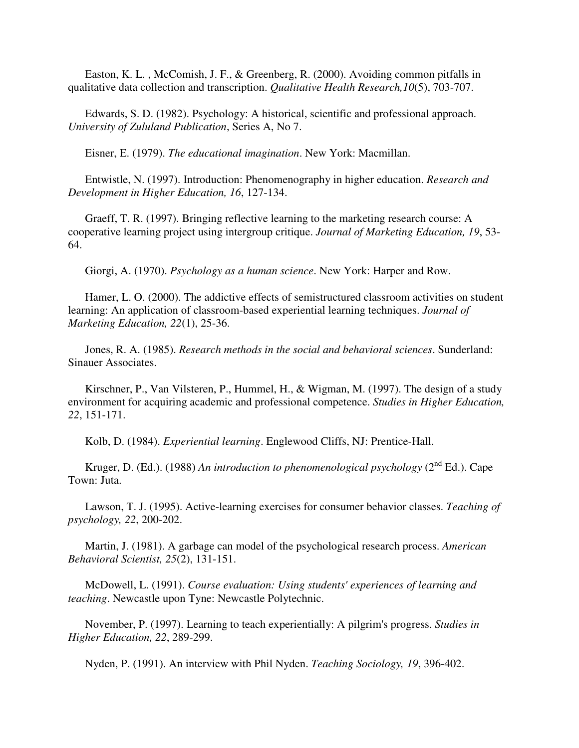Easton, K. L. , McComish, J. F., & Greenberg, R. (2000). Avoiding common pitfalls in qualitative data collection and transcription. *Qualitative Health Research,10*(5), 703-707.

Edwards, S. D. (1982). Psychology: A historical, scientific and professional approach. *University of Zululand Publication*, Series A, No 7.

Eisner, E. (1979). *The educational imagination*. New York: Macmillan.

Entwistle, N. (1997). Introduction: Phenomenography in higher education. *Research and Development in Higher Education, 16*, 127-134.

Graeff, T. R. (1997). Bringing reflective learning to the marketing research course: A cooperative learning project using intergroup critique. *Journal of Marketing Education, 19*, 53-64.

Giorgi, A. (1970). *Psychology as a human science*. New York: Harper and Row.

Hamer, L. O. (2000). The addictive effects of semistructured classroom activities on student learning: An application of classroom-based experiential learning techniques. *Journal of Marketing Education, 22*(1), 25-36.

Jones, R. A. (1985). *Research methods in the social and behavioral sciences*. Sunderland: Sinauer Associates.

Kirschner, P., Van Vilsteren, P., Hummel, H., & Wigman, M. (1997). The design of a study environment for acquiring academic and professional competence. *Studies in Higher Education, 22*, 151-171.

Kolb, D. (1984). *Experiential learning*. Englewood Cliffs, NJ: Prentice-Hall.

Kruger, D. (Ed.). (1988) *An introduction to phenomenological psychology* (2nd Ed.). Cape Town: Juta.

Lawson, T. J. (1995). Active-learning exercises for consumer behavior classes. *Teaching of psychology, 22*, 200-202.

Martin, J. (1981). A garbage can model of the psychological research process. *American Behavioral Scientist, 25*(2), 131-151.

McDowell, L. (1991). *Course evaluation: Using students' experiences of learning and teaching*. Newcastle upon Tyne: Newcastle Polytechnic.

November, P. (1997). Learning to teach experientially: A pilgrim's progress. *Studies in Higher Education, 22*, 289-299.

Nyden, P. (1991). An interview with Phil Nyden. *Teaching Sociology, 19*, 396-402.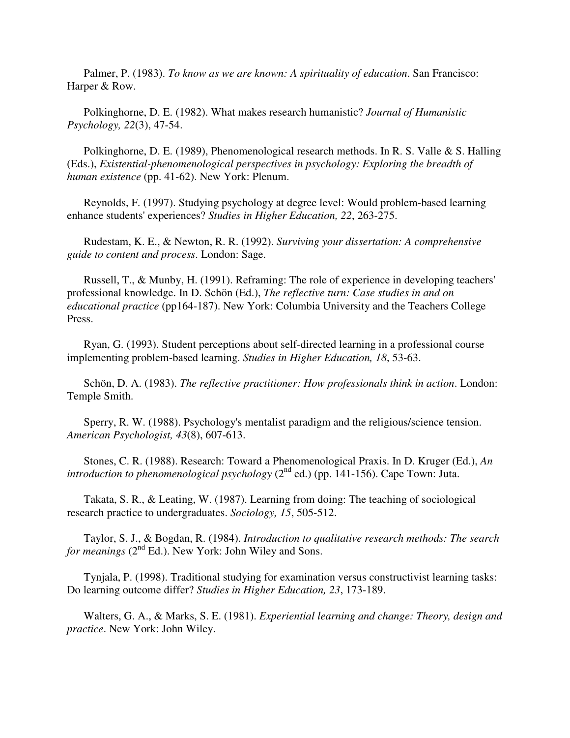Palmer, P. (1983). *To know as we are known: A spirituality of education*. San Francisco: Harper & Row.

Polkinghorne, D. E. (1982). What makes research humanistic? *Journal of Humanistic Psychology, 22*(3), 47-54.

Polkinghorne, D. E. (1989), Phenomenological research methods. In R. S. Valle & S. Halling (Eds.), *Existential-phenomenological perspectives in psychology: Exploring the breadth of human existence* (pp. 41-62). New York: Plenum.

Reynolds, F. (1997). Studying psychology at degree level: Would problem-based learning enhance students' experiences? *Studies in Higher Education, 22*, 263-275.

Rudestam, K. E., & Newton, R. R. (1992). *Surviving your dissertation: A comprehensive guide to content and process*. London: Sage.

Russell, T., & Munby, H. (1991). Reframing: The role of experience in developing teachers' professional knowledge. In D. Schön (Ed.), *The reflective turn: Case studies in and on educational practice* (pp164-187). New York: Columbia University and the Teachers College Press.

Ryan, G. (1993). Student perceptions about self-directed learning in a professional course implementing problem-based learning. *Studies in Higher Education, 18*, 53-63.

Schön, D. A. (1983). *The reflective practitioner: How professionals think in action*. London: Temple Smith.

Sperry, R. W. (1988). Psychology's mentalist paradigm and the religious/science tension. *American Psychologist, 43*(8), 607-613.

Stones, C. R. (1988). Research: Toward a Phenomenological Praxis. In D. Kruger (Ed.), *An introduction to phenomenological psychology* (2nd ed.) (pp. 141-156). Cape Town: Juta.

Takata, S. R., & Leating, W. (1987). Learning from doing: The teaching of sociological research practice to undergraduates. *Sociology, 15*, 505-512.

Taylor, S. J., & Bogdan, R. (1984). *Introduction to qualitative research methods: The search for meanings* (2nd Ed.). New York: John Wiley and Sons.

Tynjala, P. (1998). Traditional studying for examination versus constructivist learning tasks: Do learning outcome differ? *Studies in Higher Education, 23*, 173-189.

Walters, G. A., & Marks, S. E. (1981). *Experiential learning and change: Theory, design and practice*. New York: John Wiley.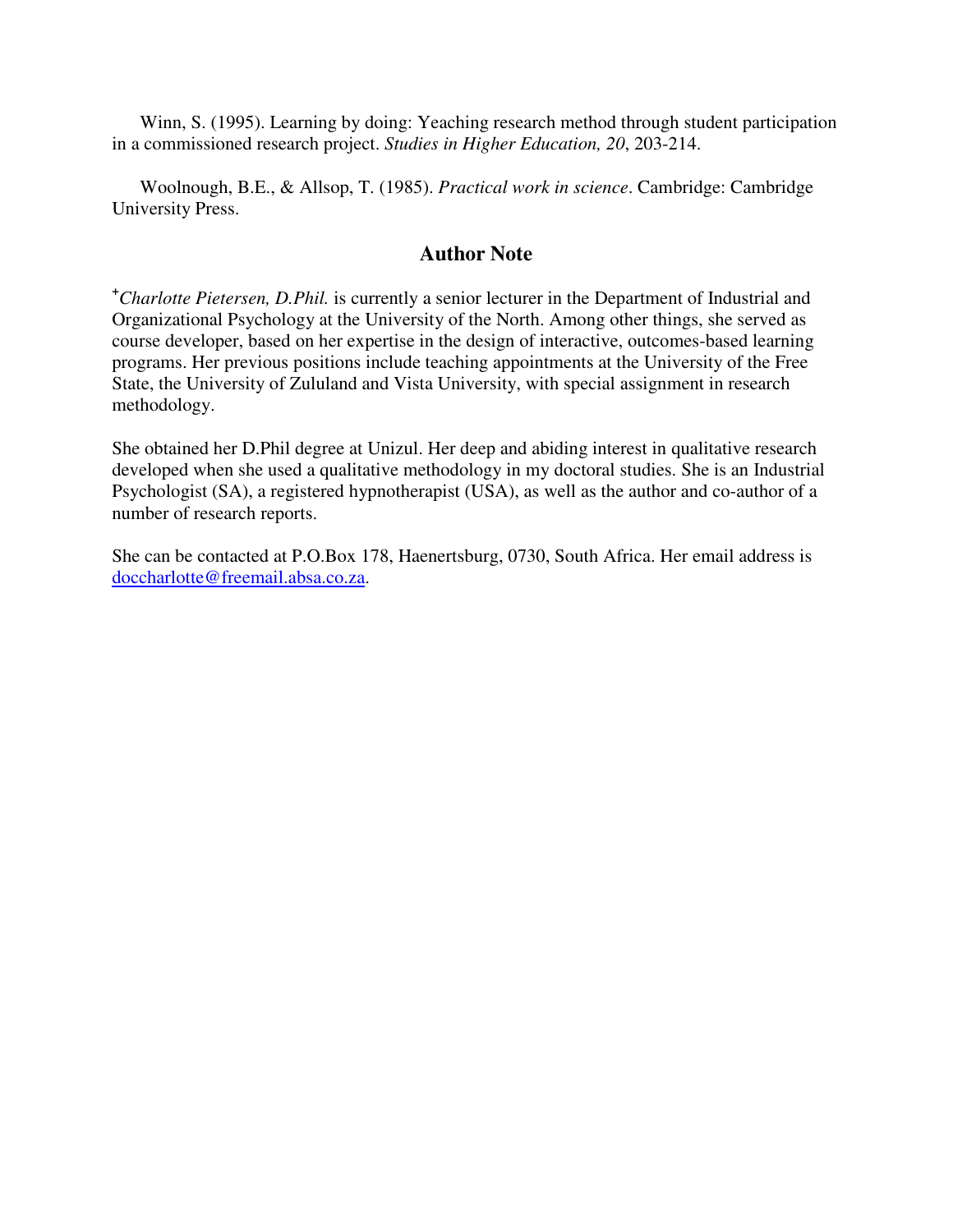Winn, S. (1995). Learning by doing: Yeaching research method through student participation in a commissioned research project. *Studies in Higher Education, 20*, 203-214.

Woolnough, B.E., & Allsop, T. (1985). *Practical work in science*. Cambridge: Cambridge University Press.

## Author Note

[+]*Charlotte Pietersen, D.Phil.* is currently a senior lecturer in the Department of Industrial and Organizational Psychology at the University of the North. Among other things, she served as course developer, based on her expertise in the design of interactive, outcomes-based learning programs. Her previous positions include teaching appointments at the University of the Free State, the University of Zululand and Vista University, with special assignment in research methodology.

She obtained her D.Phil degree at Unizul. Her deep and abiding interest in qualitative research developed when she used a qualitative methodology in my doctoral studies. She is an Industrial Psychologist (SA), a registered hypnotherapist (USA), as well as the author and co-author of a number of research reports.

She can be contacted at P.O.Box 178, Haenertsburg, 0730, South Africa. Her email address is doccharlotte@freemail.absa.co.za.